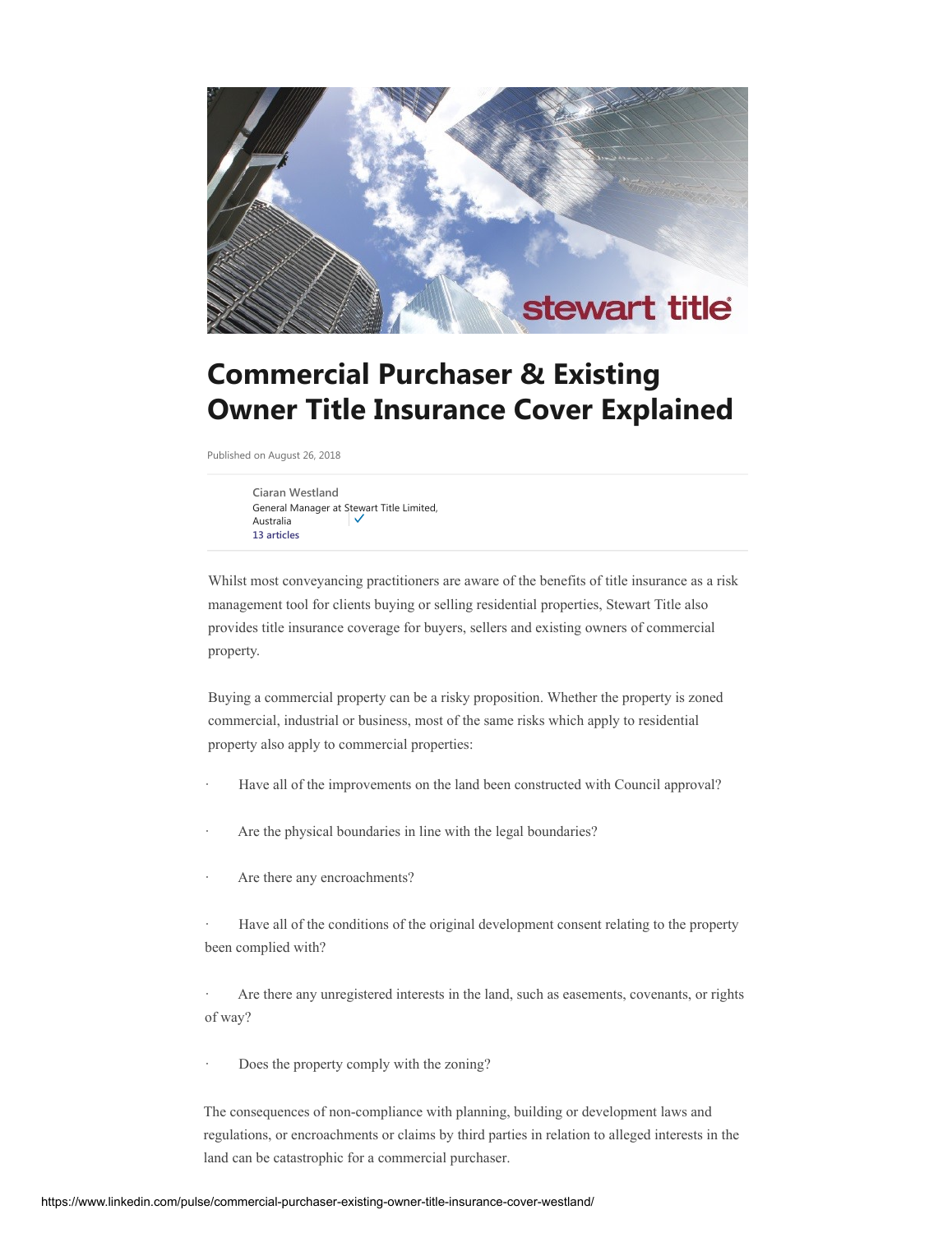# Commercial Purchaser & Existing Owner Title Insurance Cover Explained

Published on August 26, 2018

Ciaran Westland
General Manager at Stewart Title Limited, Australia
13 articles

Whilst most conveyancing practitioners are aware of the benefits of title insurance as a risk management tool for clients buying or selling residential properties, Stewart Title also provides title insurance coverage for buyers, sellers and existing owners of commercial property.

Buying a commercial property can be a risky proposition. Whether the property is zoned commercial, industrial or business, most of the same risks which apply to residential property also apply to commercial properties:

- Have all of the improvements on the land been constructed with Council approval?
- Are the physical boundaries in line with the legal boundaries?
- Are there any encroachments?
- Have all of the conditions of the original development consent relating to the property been complied with?
- Are there any unregistered interests in the land, such as easements, covenants, or rights of way?
- Does the property comply with the zoning?

The consequences of non-compliance with planning, building or development laws and regulations, or encroachments or claims by third parties in relation to alleged interests in the land can be catastrophic for a commercial purchaser.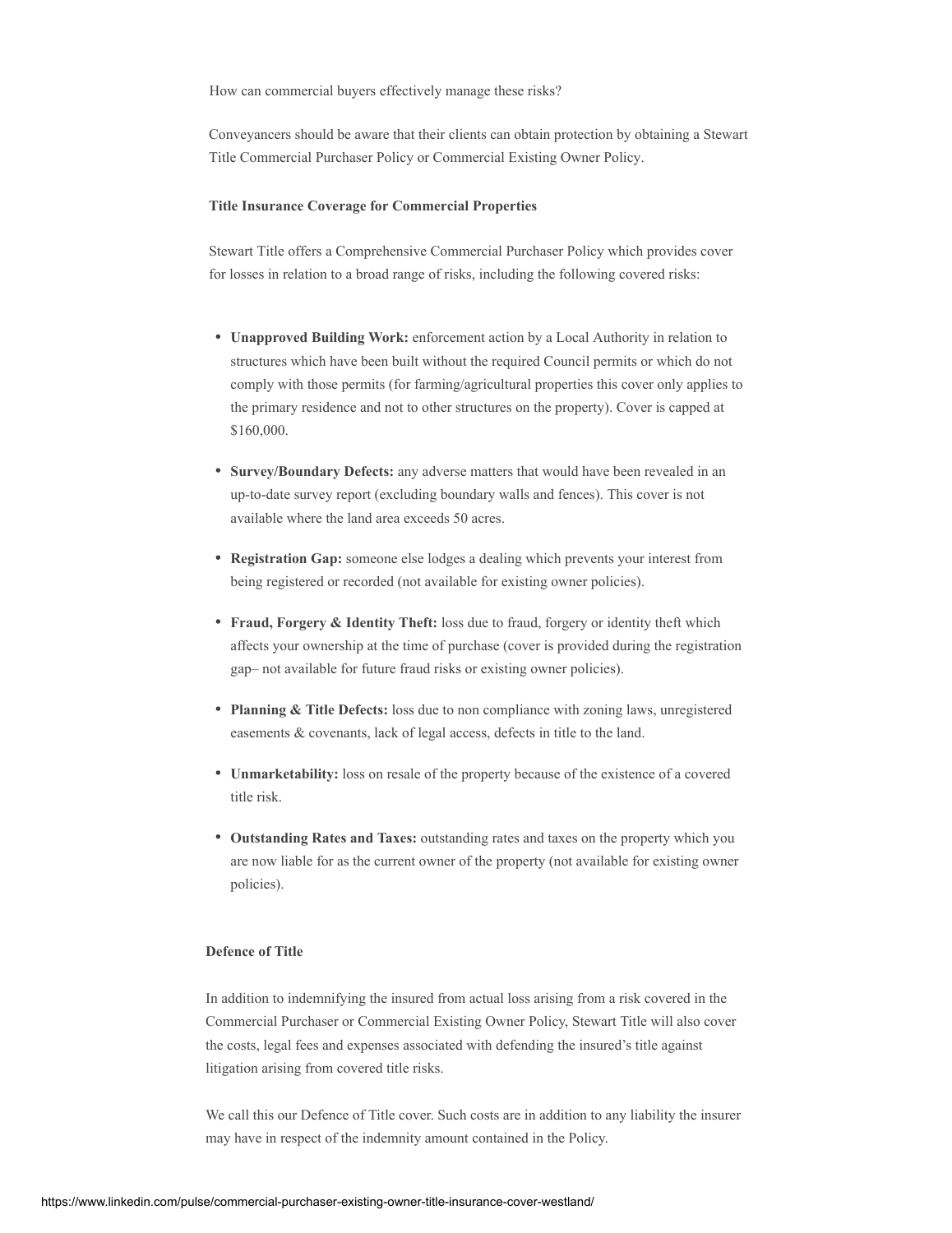How can commercial buyers effectively manage these risks?

Conveyancers should be aware that their clients can obtain protection by obtaining a Stewart Title Commercial Purchaser Policy or Commercial Existing Owner Policy.

**Title Insurance Coverage for Commercial Properties**

Stewart Title offers a Comprehensive Commercial Purchaser Policy which provides cover for losses in relation to a broad range of risks, including the following covered risks:

- **Unapproved Building Work:** enforcement action by a Local Authority in relation to structures which have been built without the required Council permits or which do not comply with those permits (for farming/agricultural properties this cover only applies to the primary residence and not to other structures on the property). Cover is capped at $160,000.
- **Survey/Boundary Defects:** any adverse matters that would have been revealed in an up-to-date survey report (excluding boundary walls and fences). This cover is not available where the land area exceeds 50 acres.
- **Registration Gap:** someone else lodges a dealing which prevents your interest from being registered or recorded (not available for existing owner policies).
- **Fraud, Forgery & Identity Theft:** loss due to fraud, forgery or identity theft which affects your ownership at the time of purchase (cover is provided during the registration gap– not available for future fraud risks or existing owner policies).
- **Planning & Title Defects:** loss due to non compliance with zoning laws, unregistered easements & covenants, lack of legal access, defects in title to the land.
- **Unmarketability:** loss on resale of the property because of the existence of a covered title risk.
- **Outstanding Rates and Taxes:** outstanding rates and taxes on the property which you are now liable for as the current owner of the property (not available for existing owner policies).

**Defence of Title**

In addition to indemnifying the insured from actual loss arising from a risk covered in the Commercial Purchaser or Commercial Existing Owner Policy, Stewart Title will also cover the costs, legal fees and expenses associated with defending the insured's title against litigation arising from covered title risks.

We call this our Defence of Title cover. Such costs are in addition to any liability the insurer may have in respect of the indemnity amount contained in the Policy.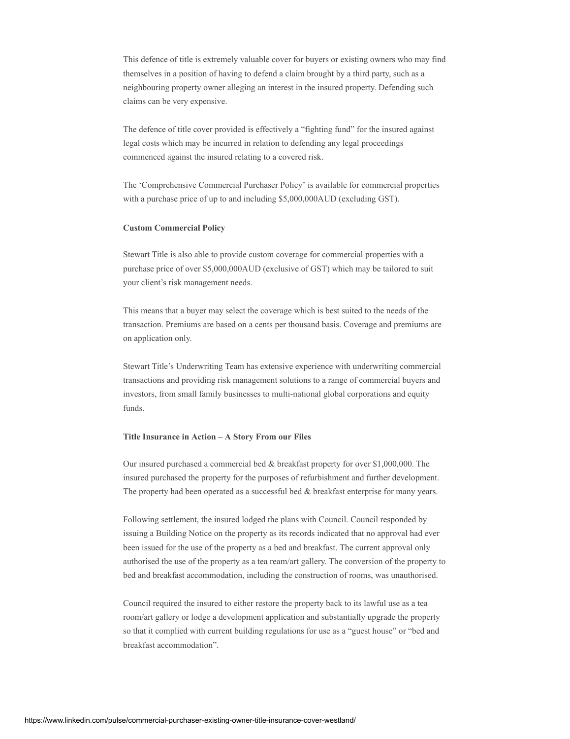This defence of title is extremely valuable cover for buyers or existing owners who may find themselves in a position of having to defend a claim brought by a third party, such as a neighbouring property owner alleging an interest in the insured property. Defending such claims can be very expensive.

The defence of title cover provided is effectively a "fighting fund" for the insured against legal costs which may be incurred in relation to defending any legal proceedings commenced against the insured relating to a covered risk.

The 'Comprehensive Commercial Purchaser Policy' is available for commercial properties with a purchase price of up to and including $5,000,000AUD (excluding GST).

**Custom Commercial Policy**

Stewart Title is also able to provide custom coverage for commercial properties with a purchase price of over $5,000,000AUD (exclusive of GST) which may be tailored to suit your client's risk management needs.

This means that a buyer may select the coverage which is best suited to the needs of the transaction. Premiums are based on a cents per thousand basis. Coverage and premiums are on application only.

Stewart Title's Underwriting Team has extensive experience with underwriting commercial transactions and providing risk management solutions to a range of commercial buyers and investors, from small family businesses to multi-national global corporations and equity funds.

**Title Insurance in Action – A Story From our Files**

Our insured purchased a commercial bed & breakfast property for over $1,000,000. The insured purchased the property for the purposes of refurbishment and further development. The property had been operated as a successful bed & breakfast enterprise for many years.

Following settlement, the insured lodged the plans with Council. Council responded by issuing a Building Notice on the property as its records indicated that no approval had ever been issued for the use of the property as a bed and breakfast. The current approval only authorised the use of the property as a tea ream/art gallery. The conversion of the property to bed and breakfast accommodation, including the construction of rooms, was unauthorised.

Council required the insured to either restore the property back to its lawful use as a tea room/art gallery or lodge a development application and substantially upgrade the property so that it complied with current building regulations for use as a "guest house" or "bed and breakfast accommodation".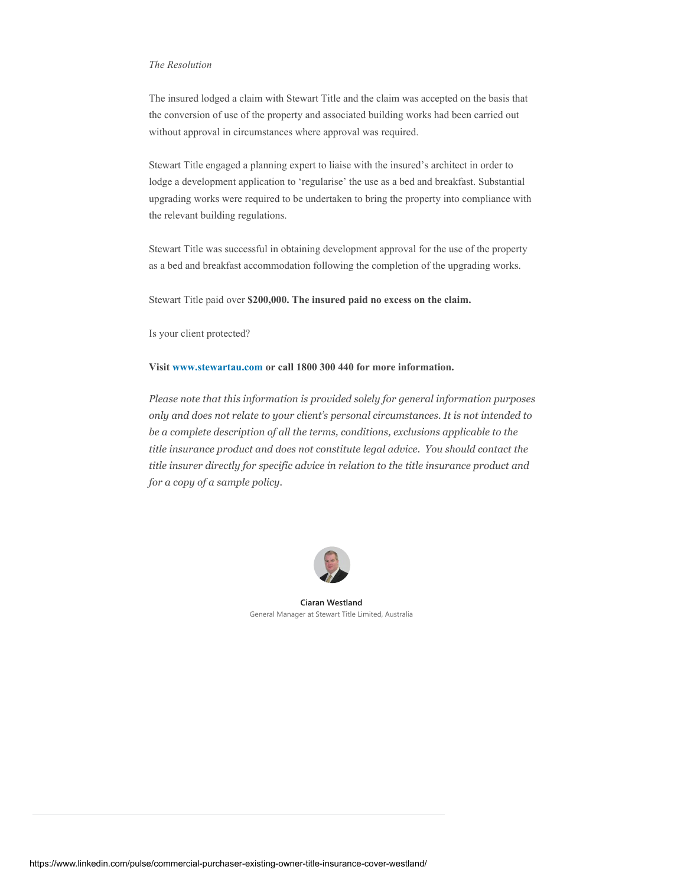*The Resolution*

The insured lodged a claim with Stewart Title and the claim was accepted on the basis that the conversion of use of the property and associated building works had been carried out without approval in circumstances where approval was required.

Stewart Title engaged a planning expert to liaise with the insured's architect in order to lodge a development application to 'regularise' the use as a bed and breakfast. Substantial upgrading works were required to be undertaken to bring the property into compliance with the relevant building regulations.

Stewart Title was successful in obtaining development approval for the use of the property as a bed and breakfast accommodation following the completion of the upgrading works.

Stewart Title paid over **$200,000. The insured paid no excess on the claim.**

Is your client protected?

**Visit www.stewartau.com or call 1800 300 440 for more information.**

*Please note that this information is provided solely for general information purposes only and does not relate to your client's personal circumstances. It is not intended to be a complete description of all the terms, conditions, exclusions applicable to the title insurance product and does not constitute legal advice. You should contact the title insurer directly for specific advice in relation to the title insurance product and for a copy of a sample policy.*

**Ciaran Westland**

General Manager at Stewart Title Limited, Australia